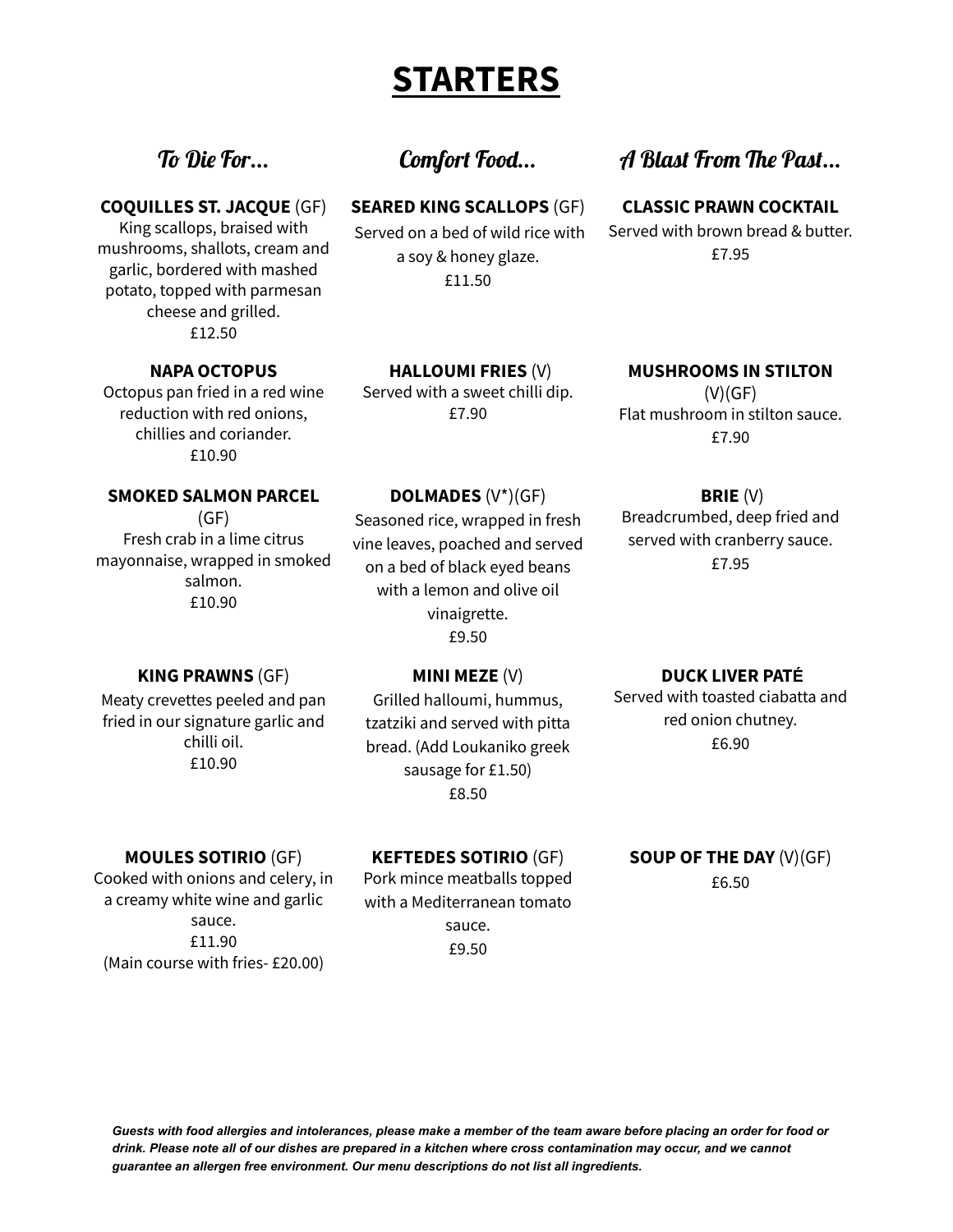# STARTERS

## *To Die For...*

**COQUILLES ST. JACQUE** (GF)
King scallops, braised with mushrooms, shallots, cream and garlic, bordered with mashed potato, topped with parmesan cheese and grilled.
£12.50

**NAPA OCTOPUS**
Octopus pan fried in a red wine reduction with red onions, chillies and coriander.
£10.90

**SMOKED SALMON PARCEL** (GF)
Fresh crab in a lime citrus mayonnaise, wrapped in smoked salmon.
£10.90

**KING PRAWNS** (GF)
Meaty crevettes peeled and pan fried in our signature garlic and chilli oil.
£10.90

**MOULES SOTIRIO** (GF)
Cooked with onions and celery, in a creamy white wine and garlic sauce.
£11.90
(Main course with fries- £20.00)

## *Comfort Food...*

**SEARED KING SCALLOPS** (GF)
Served on a bed of wild rice with a soy & honey glaze.
£11.50

**HALLOUMI FRIES** (V)
Served with a sweet chilli dip.
£7.90

**DOLMADES** (V*)(GF)
Seasoned rice, wrapped in fresh vine leaves, poached and served on a bed of black eyed beans with a lemon and olive oil vinaigrette.
£9.50

**MINI MEZE** (V)
Grilled halloumi, hummus, tzatziki and served with pitta bread. (Add Loukaniko greek sausage for £1.50)
£8.50

**KEFTEDES SOTIRIO** (GF)
Pork mince meatballs topped with a Mediterranean tomato sauce.
£9.50

## *A Blast From The Past...*

**CLASSIC PRAWN COCKTAIL**
Served with brown bread & butter.
£7.95

**MUSHROOMS IN STILTON** (V)(GF)
Flat mushroom in stilton sauce.
£7.90

**BRIE** (V)
Breadcrumbed, deep fried and served with cranberry sauce.
£7.95

**DUCK LIVER PATÉ**
Served with toasted ciabatta and red onion chutney.
£6.90

**SOUP OF THE DAY** (V)(GF)
£6.50

***Guests with food allergies and intolerances, please make a member of the team aware before placing an order for food or drink. Please note all of our dishes are prepared in a kitchen where cross contamination may occur, and we cannot guarantee an allergen free environment. Our menu descriptions do not list all ingredients.***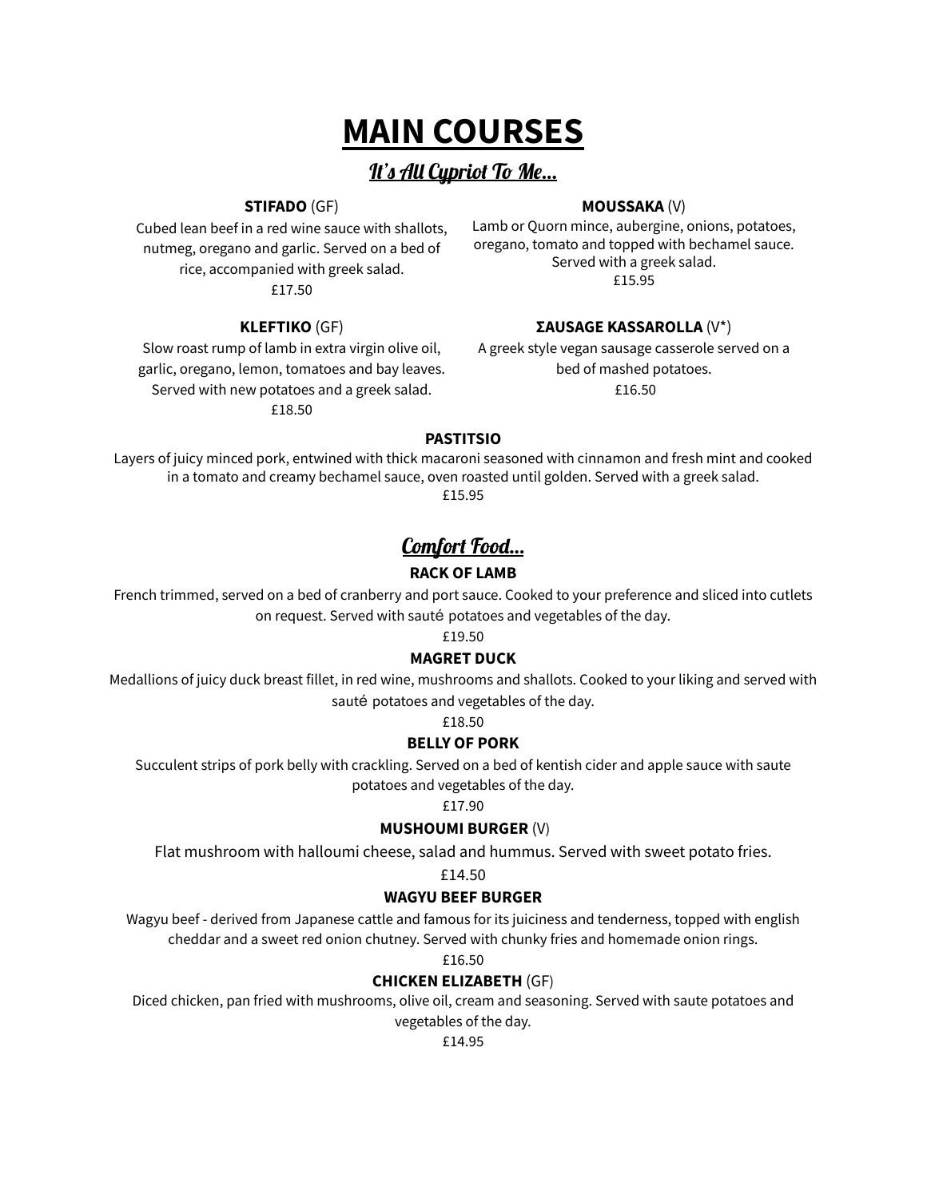# MAIN COURSES

## It's All Cypriot To Me...

**STIFADO** (GF)

Cubed lean beef in a red wine sauce with shallots, nutmeg, oregano and garlic. Served on a bed of rice, accompanied with greek salad.

£17.50

**KLEFTIKO** (GF)

Slow roast rump of lamb in extra virgin olive oil, garlic, oregano, lemon, tomatoes and bay leaves. Served with new potatoes and a greek salad.

£18.50

**MOUSSAKA** (V)

Lamb or Quorn mince, aubergine, onions, potatoes, oregano, tomato and topped with bechamel sauce. Served with a greek salad.

£15.95

**ΣAUSAGE KASSAROLLA** (V*)

A greek style vegan sausage casserole served on a bed of mashed potatoes.

£16.50

**PASTITSIO**

Layers of juicy minced pork, entwined with thick macaroni seasoned with cinnamon and fresh mint and cooked in a tomato and creamy bechamel sauce, oven roasted until golden. Served with a greek salad.

£15.95

## Comfort Food...

**RACK OF LAMB**

French trimmed, served on a bed of cranberry and port sauce. Cooked to your preference and sliced into cutlets on request. Served with sauté potatoes and vegetables of the day.

£19.50

**MAGRET DUCK**

Medallions of juicy duck breast fillet, in red wine, mushrooms and shallots. Cooked to your liking and served with sauté potatoes and vegetables of the day.

£18.50

**BELLY OF PORK**

Succulent strips of pork belly with crackling. Served on a bed of kentish cider and apple sauce with saute potatoes and vegetables of the day.

£17.90

**MUSHOUMI BURGER** (V)

Flat mushroom with halloumi cheese, salad and hummus. Served with sweet potato fries.

£14.50

**WAGYU BEEF BURGER**

Wagyu beef - derived from Japanese cattle and famous for its juiciness and tenderness, topped with english cheddar and a sweet red onion chutney. Served with chunky fries and homemade onion rings.

£16.50

**CHICKEN ELIZABETH** (GF)

Diced chicken, pan fried with mushrooms, olive oil, cream and seasoning. Served with saute potatoes and vegetables of the day.

£14.95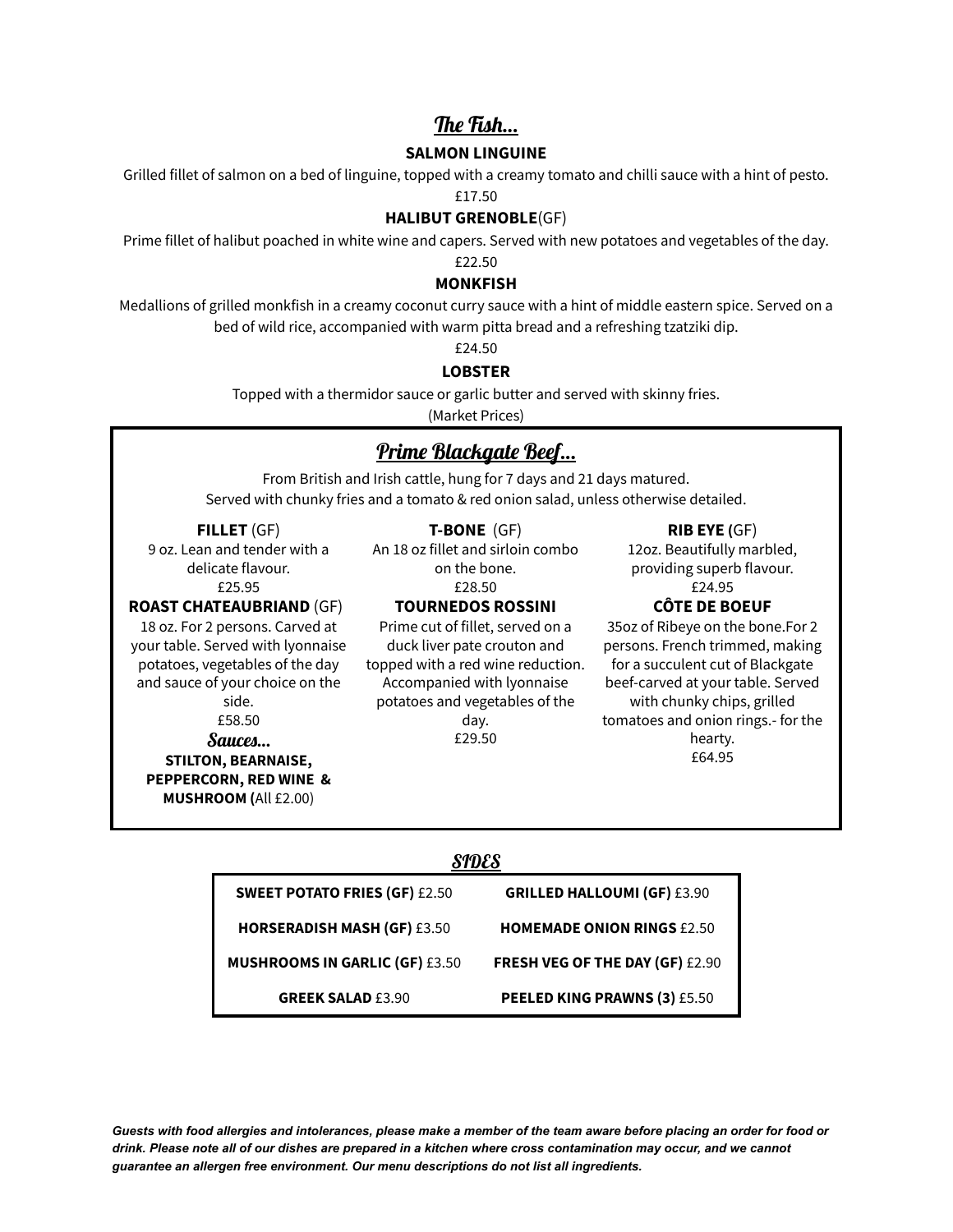## The Fish...

**SALMON LINGUINE**

Grilled fillet of salmon on a bed of linguine, topped with a creamy tomato and chilli sauce with a hint of pesto.

£17.50

**HALIBUT GRENOBLE**(GF)

Prime fillet of halibut poached in white wine and capers. Served with new potatoes and vegetables of the day.

£22.50

**MONKFISH**

Medallions of grilled monkfish in a creamy coconut curry sauce with a hint of middle eastern spice. Served on a bed of wild rice, accompanied with warm pitta bread and a refreshing tzatziki dip.

£24.50

**LOBSTER**

Topped with a thermidor sauce or garlic butter and served with skinny fries.

(Market Prices)

## Prime Blackgate Beef...

From British and Irish cattle, hung for 7 days and 21 days matured.
Served with chunky fries and a tomato & red onion salad, unless otherwise detailed.

**FILLET** (GF)

9 oz. Lean and tender with a delicate flavour.

£25.95

**ROAST CHATEAUBRIAND** (GF)

18 oz. For 2 persons. Carved at your table. Served with lyonnaise potatoes, vegetables of the day and sauce of your choice on the side.

£58.50

### Sauces...

**STILTON, BEARNAISE, PEPPERCORN, RED WINE & MUSHROOM (**All £2.00)

**T-BONE** (GF)

An 18 oz fillet and sirloin combo on the bone.

£28.50

**TOURNEDOS ROSSINI**

Prime cut of fillet, served on a duck liver pate crouton and topped with a red wine reduction. Accompanied with lyonnaise potatoes and vegetables of the day.

£29.50

**RIB EYE (**GF)

12oz. Beautifully marbled, providing superb flavour.

£24.95

**CÔTE DE BOEUF**

35oz of Ribeye on the bone.For 2 persons. French trimmed, making for a succulent cut of Blackgate beef-carved at your table. Served with chunky chips, grilled tomatoes and onion rings.- for the hearty.

£64.95

## SIDES

| | |
|---|---|
| **SWEET POTATO FRIES (GF)** £2.50 | **GRILLED HALLOUMI (GF)** £3.90 |
| **HORSERADISH MASH (GF)** £3.50 | **HOMEMADE ONION RINGS** £2.50 |
| **MUSHROOMS IN GARLIC (GF)** £3.50 | **FRESH VEG OF THE DAY (GF)** £2.90 |
| **GREEK SALAD** £3.90 | **PEELED KING PRAWNS (3)** £5.50 |

***Guests with food allergies and intolerances, please make a member of the team aware before placing an order for food or drink. Please note all of our dishes are prepared in a kitchen where cross contamination may occur, and we cannot guarantee an allergen free environment. Our menu descriptions do not list all ingredients.***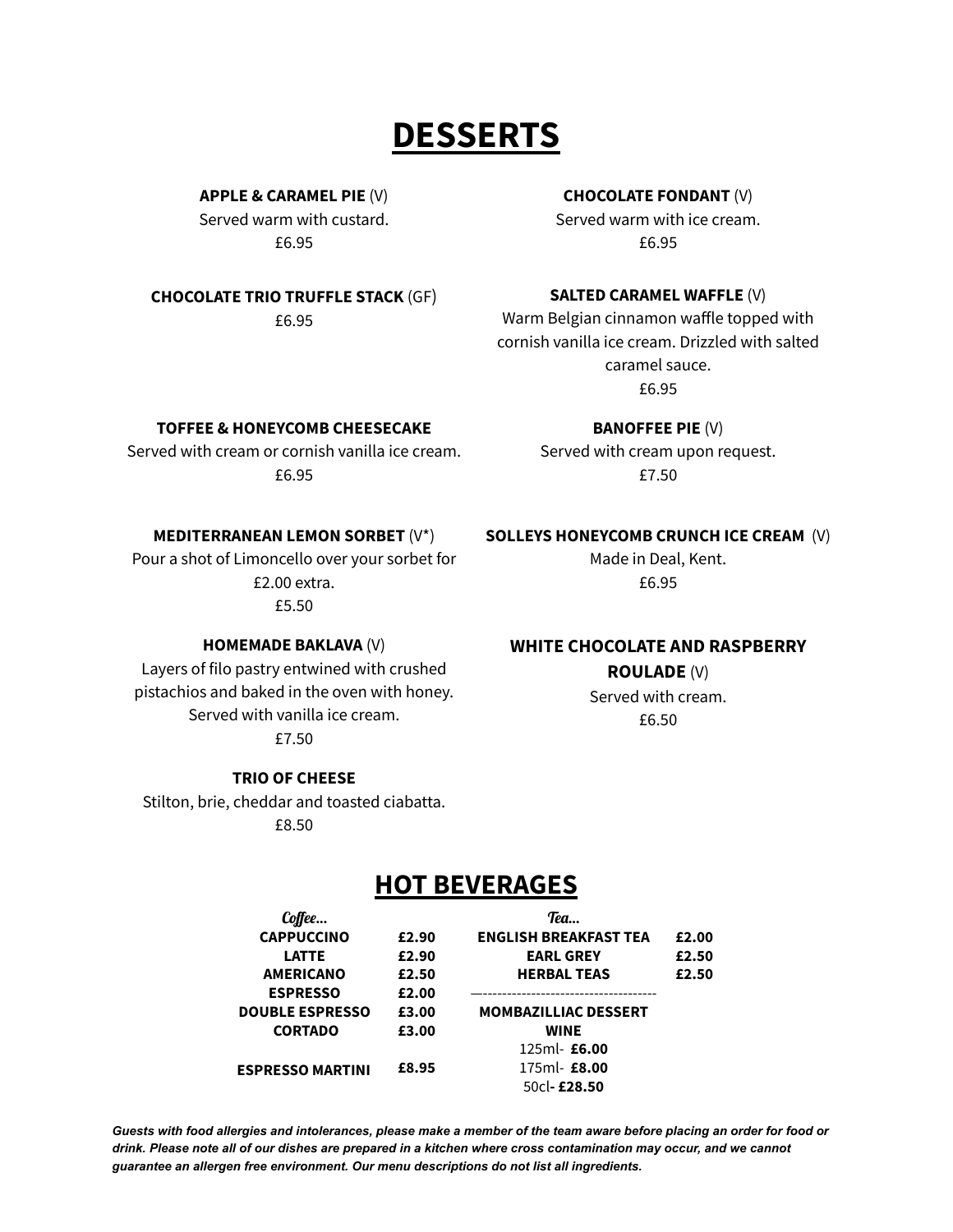# DESSERTS

**APPLE & CARAMEL PIE** (V)
Served warm with custard.
£6.95

**CHOCOLATE FONDANT** (V)
Served warm with ice cream.
£6.95

**CHOCOLATE TRIO TRUFFLE STACK** (GF)
£6.95

**SALTED CARAMEL WAFFLE** (V)
Warm Belgian cinnamon waffle topped with cornish vanilla ice cream. Drizzled with salted caramel sauce.
£6.95

**TOFFEE & HONEYCOMB CHEESECAKE**
Served with cream or cornish vanilla ice cream.
£6.95

**BANOFFEE PIE** (V)
Served with cream upon request.
£7.50

**MEDITERRANEAN LEMON SORBET** (V*)
Pour a shot of Limoncello over your sorbet for £2.00 extra.
£5.50

**SOLLEYS HONEYCOMB CRUNCH ICE CREAM** (V)
Made in Deal, Kent.
£6.95

**HOMEMADE BAKLAVA** (V)
Layers of filo pastry entwined with crushed pistachios and baked in the oven with honey. Served with vanilla ice cream.
£7.50

**WHITE CHOCOLATE AND RASPBERRY ROULADE** (V)
Served with cream.
£6.50

**TRIO OF CHEESE**
Stilton, brie, cheddar and toasted ciabatta.
£8.50

# HOT BEVERAGES

*Coffee...*

| | |
|---|---|
| **CAPPUCCINO** | **£2.90** |
| **LATTE** | **£2.90** |
| **AMERICANO** | **£2.50** |
| **ESPRESSO** | **£2.00** |
| **DOUBLE ESPRESSO** | **£3.00** |
| **CORTADO** | **£3.00** |
| **ESPRESSO MARTINI** | **£8.95** |

*Tea...*

| | |
|---|---|
| **ENGLISH BREAKFAST TEA** | **£2.00** |
| **EARL GREY** | **£2.50** |
| **HERBAL TEAS** | **£2.50** |

---

**MOMBAZILLIAC DESSERT WINE**
125ml- **£6.00**
175ml- **£8.00**
50cl**- £28.50**

***Guests with food allergies and intolerances, please make a member of the team aware before placing an order for food or drink. Please note all of our dishes are prepared in a kitchen where cross contamination may occur, and we cannot guarantee an allergen free environment. Our menu descriptions do not list all ingredients.***